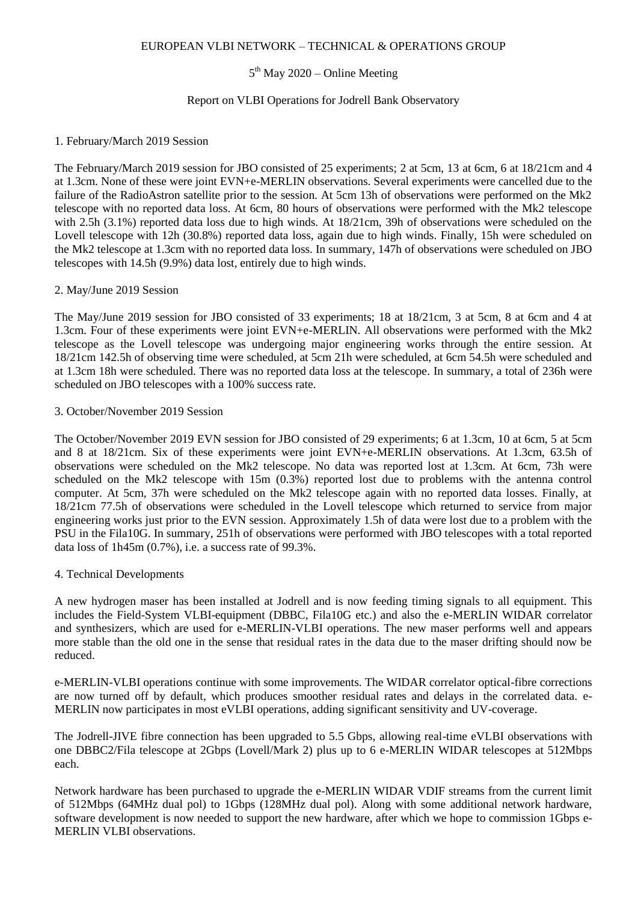EUROPEAN VLBI NETWORK – TECHNICAL & OPERATIONS GROUP

5th May 2020 – Online Meeting

Report on VLBI Operations for Jodrell Bank Observatory

## 1. February/March 2019 Session

The February/March 2019 session for JBO consisted of 25 experiments; 2 at 5cm, 13 at 6cm, 6 at 18/21cm and 4 at 1.3cm. None of these were joint EVN+e-MERLIN observations. Several experiments were cancelled due to the failure of the RadioAstron satellite prior to the session. At 5cm 13h of observations were performed on the Mk2 telescope with no reported data loss. At 6cm, 80 hours of observations were performed with the Mk2 telescope with 2.5h (3.1%) reported data loss due to high winds. At 18/21cm, 39h of observations were scheduled on the Lovell telescope with 12h (30.8%) reported data loss, again due to high winds. Finally, 15h were scheduled on the Mk2 telescope at 1.3cm with no reported data loss. In summary, 147h of observations were scheduled on JBO telescopes with 14.5h (9.9%) data lost, entirely due to high winds.

## 2. May/June 2019 Session

The May/June 2019 session for JBO consisted of 33 experiments; 18 at 18/21cm, 3 at 5cm, 8 at 6cm and 4 at 1.3cm. Four of these experiments were joint EVN+e-MERLIN. All observations were performed with the Mk2 telescope as the Lovell telescope was undergoing major engineering works through the entire session. At 18/21cm 142.5h of observing time were scheduled, at 5cm 21h were scheduled, at 6cm 54.5h were scheduled and at 1.3cm 18h were scheduled. There was no reported data loss at the telescope. In summary, a total of 236h were scheduled on JBO telescopes with a 100% success rate.

## 3. October/November 2019 Session

The October/November 2019 EVN session for JBO consisted of 29 experiments; 6 at 1.3cm, 10 at 6cm, 5 at 5cm and 8 at 18/21cm. Six of these experiments were joint EVN+e-MERLIN observations. At 1.3cm, 63.5h of observations were scheduled on the Mk2 telescope. No data was reported lost at 1.3cm. At 6cm, 73h were scheduled on the Mk2 telescope with 15m (0.3%) reported lost due to problems with the antenna control computer. At 5cm, 37h were scheduled on the Mk2 telescope again with no reported data losses. Finally, at 18/21cm 77.5h of observations were scheduled in the Lovell telescope which returned to service from major engineering works just prior to the EVN session. Approximately 1.5h of data were lost due to a problem with the PSU in the Fila10G. In summary, 251h of observations were performed with JBO telescopes with a total reported data loss of 1h45m (0.7%), i.e. a success rate of 99.3%.

## 4. Technical Developments

A new hydrogen maser has been installed at Jodrell and is now feeding timing signals to all equipment. This includes the Field-System VLBI-equipment (DBBC, Fila10G etc.) and also the e-MERLIN WIDAR correlator and synthesizers, which are used for e-MERLIN-VLBI operations. The new maser performs well and appears more stable than the old one in the sense that residual rates in the data due to the maser drifting should now be reduced.

e-MERLIN-VLBI operations continue with some improvements. The WIDAR correlator optical-fibre corrections are now turned off by default, which produces smoother residual rates and delays in the correlated data. e-MERLIN now participates in most eVLBI operations, adding significant sensitivity and UV-coverage.

The Jodrell-JIVE fibre connection has been upgraded to 5.5 Gbps, allowing real-time eVLBI observations with one DBBC2/Fila telescope at 2Gbps (Lovell/Mark 2) plus up to 6 e-MERLIN WIDAR telescopes at 512Mbps each.

Network hardware has been purchased to upgrade the e-MERLIN WIDAR VDIF streams from the current limit of 512Mbps (64MHz dual pol) to 1Gbps (128MHz dual pol). Along with some additional network hardware, software development is now needed to support the new hardware, after which we hope to commission 1Gbps e-MERLIN VLBI observations.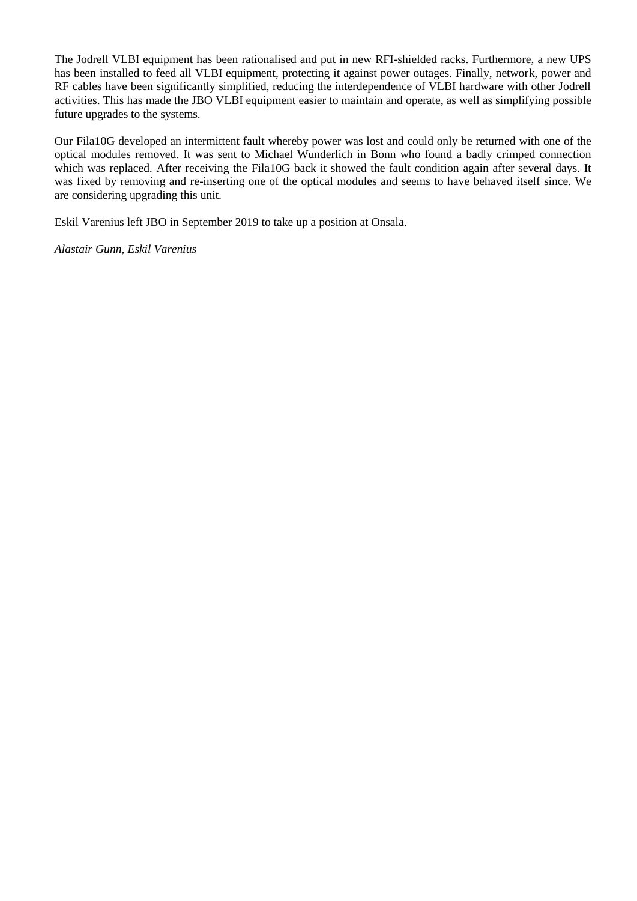The Jodrell VLBI equipment has been rationalised and put in new RFI-shielded racks. Furthermore, a new UPS has been installed to feed all VLBI equipment, protecting it against power outages. Finally, network, power and RF cables have been significantly simplified, reducing the interdependence of VLBI hardware with other Jodrell activities. This has made the JBO VLBI equipment easier to maintain and operate, as well as simplifying possible future upgrades to the systems.

Our Fila10G developed an intermittent fault whereby power was lost and could only be returned with one of the optical modules removed. It was sent to Michael Wunderlich in Bonn who found a badly crimped connection which was replaced. After receiving the Fila10G back it showed the fault condition again after several days. It was fixed by removing and re-inserting one of the optical modules and seems to have behaved itself since. We are considering upgrading this unit.

Eskil Varenius left JBO in September 2019 to take up a position at Onsala.

*Alastair Gunn, Eskil Varenius*